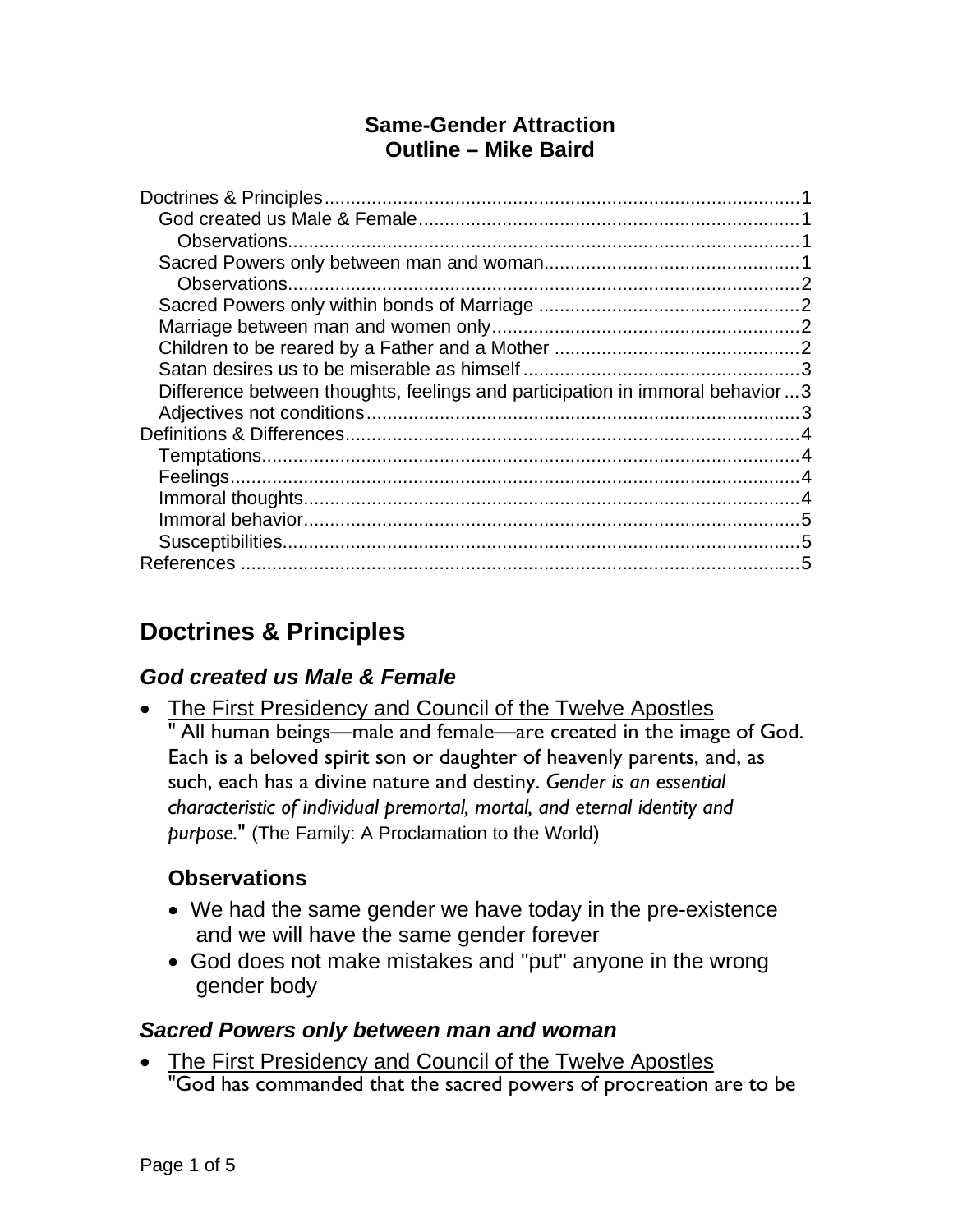**Same-Gender Attraction**
**Outline – Mike Baird**

Doctrines & Principles........................................................................................1
  God created us Male & Female.......................................................................1
    Observations................................................................................................1
  Sacred Powers only between man and woman................................................1
    Observations................................................................................................2
  Sacred Powers only within bonds of Marriage .................................................2
  Marriage between man and women only..........................................................2
  Children to be reared by a Father and a Mother ..............................................2
  Satan desires us to be miserable as himself....................................................3
  Difference between thoughts, feelings and participation in immoral behavior...3
  Adjectives not conditions..................................................................................3
Definitions & Differences.....................................................................................4
  Temptations......................................................................................................4
  Feelings............................................................................................................4
  Immoral thoughts..............................................................................................4
  Immoral behavior..............................................................................................5
  Susceptibilities..................................................................................................5
References .........................................................................................................5

# Doctrines & Principles

## *God created us Male & Female*

- The First Presidency and Council of the Twelve Apostles
  " All human beings—male and female—are created in the image of God. Each is a beloved spirit son or daughter of heavenly parents, and, as such, each has a divine nature and destiny. *Gender is an essential characteristic of individual premortal, mortal, and eternal identity and purpose*." (The Family: A Proclamation to the World)

### Observations

- We had the same gender we have today in the pre-existence and we will have the same gender forever
- God does not make mistakes and "put" anyone in the wrong gender body

## *Sacred Powers only between man and woman*

- The First Presidency and Council of the Twelve Apostles
  "God has commanded that the sacred powers of procreation are to be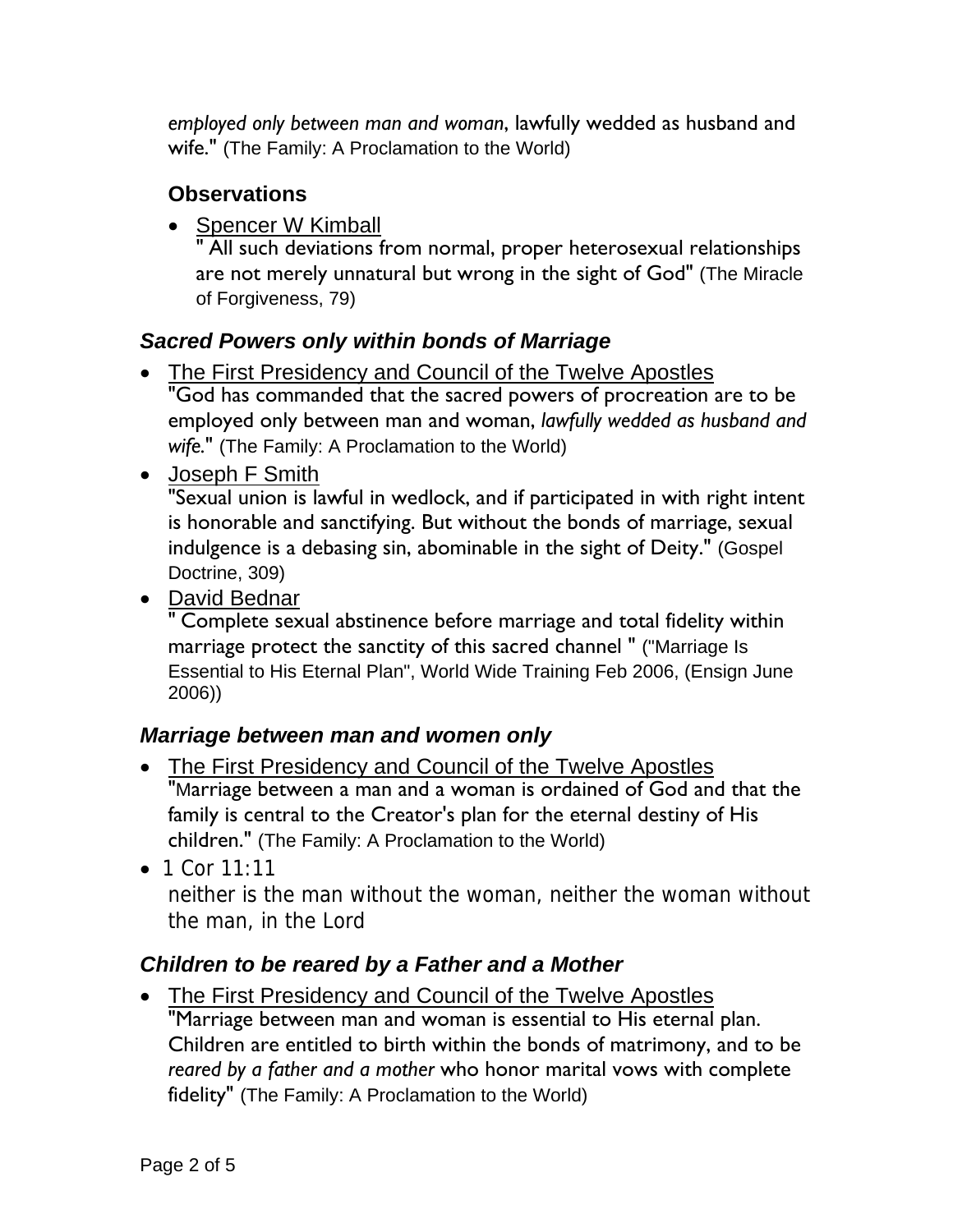*employed only between man and woman*, lawfully wedded as husband and wife." (The Family: A Proclamation to the World)

### Observations

- Spencer W Kimball
  " All such deviations from normal, proper heterosexual relationships are not merely unnatural but wrong in the sight of God" (The Miracle of Forgiveness, 79)

## *Sacred Powers only within bonds of Marriage*

- The First Presidency and Council of the Twelve Apostles
  "God has commanded that the sacred powers of procreation are to be employed only between man and woman, *lawfully wedded as husband and wife*." (The Family: A Proclamation to the World)
- Joseph F Smith
  "Sexual union is lawful in wedlock, and if participated in with right intent is honorable and sanctifying. But without the bonds of marriage, sexual indulgence is a debasing sin, abominable in the sight of Deity." (Gospel Doctrine, 309)
- David Bednar
  " Complete sexual abstinence before marriage and total fidelity within marriage protect the sanctity of this sacred channel " ("Marriage Is Essential to His Eternal Plan", World Wide Training Feb 2006, (Ensign June 2006))

## *Marriage between man and women only*

- The First Presidency and Council of the Twelve Apostles
  "Marriage between a man and a woman is ordained of God and that the family is central to the Creator's plan for the eternal destiny of His children." (The Family: A Proclamation to the World)
- 1 Cor 11:11
  neither is the man without the woman, neither the woman without the man, in the Lord

## *Children to be reared by a Father and a Mother*

- The First Presidency and Council of the Twelve Apostles
  "Marriage between man and woman is essential to His eternal plan. Children are entitled to birth within the bonds of matrimony, and to be *reared by a father and a mother* who honor marital vows with complete fidelity" (The Family: A Proclamation to the World)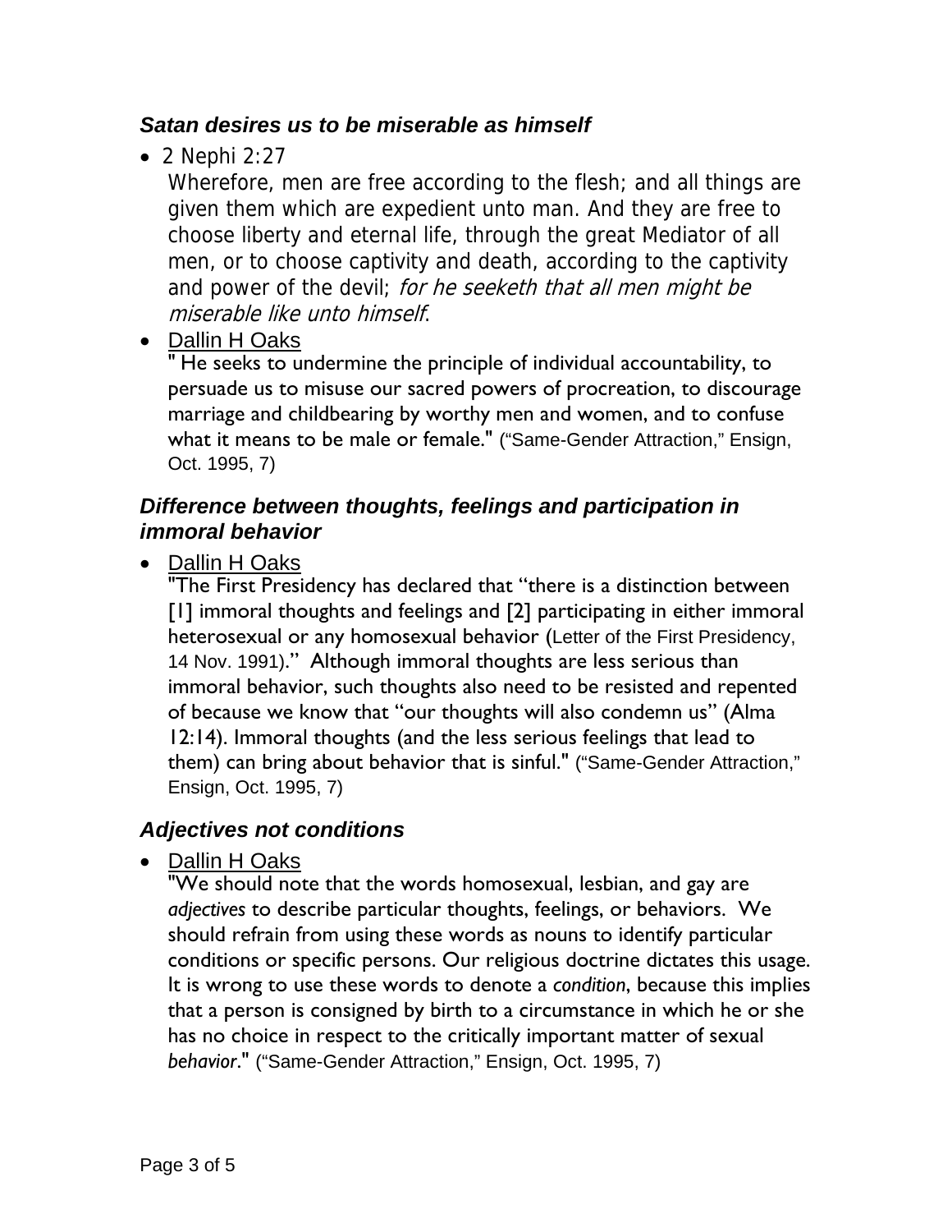### *Satan desires us to be miserable as himself*

- 2 Nephi 2:27

  Wherefore, men are free according to the flesh; and all things are given them which are expedient unto man. And they are free to choose liberty and eternal life, through the great Mediator of all men, or to choose captivity and death, according to the captivity and power of the devil; *for he seeketh that all men might be miserable like unto himself*.

- Dallin H Oaks

  " He seeks to undermine the principle of individual accountability, to persuade us to misuse our sacred powers of procreation, to discourage marriage and childbearing by worthy men and women, and to confuse what it means to be male or female." ("Same-Gender Attraction," Ensign, Oct. 1995, 7)

### *Difference between thoughts, feelings and participation in immoral behavior*

- Dallin H Oaks

  "The First Presidency has declared that "there is a distinction between [1] immoral thoughts and feelings and [2] participating in either immoral heterosexual or any homosexual behavior (Letter of the First Presidency, 14 Nov. 1991)." Although immoral thoughts are less serious than immoral behavior, such thoughts also need to be resisted and repented of because we know that "our thoughts will also condemn us" (Alma 12:14). Immoral thoughts (and the less serious feelings that lead to them) can bring about behavior that is sinful." ("Same-Gender Attraction," Ensign, Oct. 1995, 7)

### *Adjectives not conditions*

- Dallin H Oaks

  "We should note that the words homosexual, lesbian, and gay are *adjectives* to describe particular thoughts, feelings, or behaviors. We should refrain from using these words as nouns to identify particular conditions or specific persons. Our religious doctrine dictates this usage. It is wrong to use these words to denote a *condition*, because this implies that a person is consigned by birth to a circumstance in which he or she has no choice in respect to the critically important matter of sexual *behavior*." ("Same-Gender Attraction," Ensign, Oct. 1995, 7)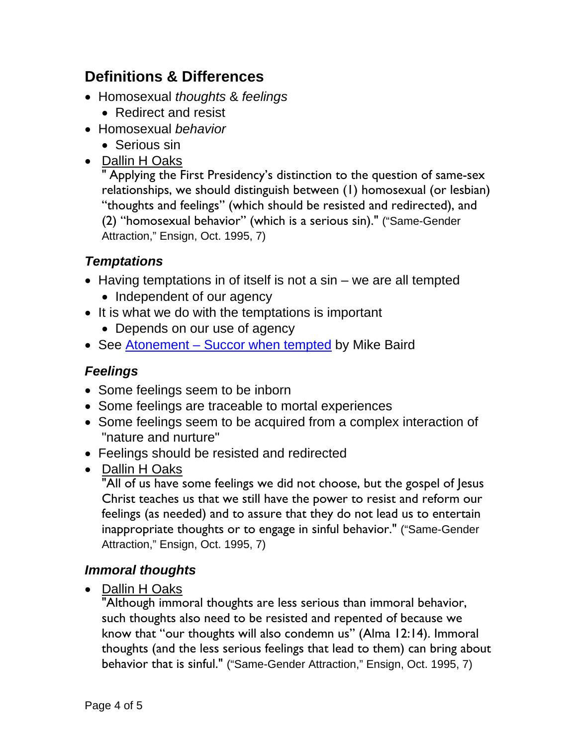## Definitions & Differences

- Homosexual *thoughts* & *feelings*
  - Redirect and resist
- Homosexual *behavior*
  - Serious sin
- Dallin H Oaks
  " Applying the First Presidency's distinction to the question of same-sex relationships, we should distinguish between (1) homosexual (or lesbian) "thoughts and feelings" (which should be resisted and redirected), and (2) "homosexual behavior" (which is a serious sin)." ("Same-Gender Attraction," Ensign, Oct. 1995, 7)

### *Temptations*

- Having temptations in of itself is not a sin – we are all tempted
  - Independent of our agency
- It is what we do with the temptations is important
  - Depends on our use of agency
- See Atonement – Succor when tempted by Mike Baird

### *Feelings*

- Some feelings seem to be inborn
- Some feelings are traceable to mortal experiences
- Some feelings seem to be acquired from a complex interaction of "nature and nurture"
- Feelings should be resisted and redirected
- Dallin H Oaks
  "All of us have some feelings we did not choose, but the gospel of Jesus Christ teaches us that we still have the power to resist and reform our feelings (as needed) and to assure that they do not lead us to entertain inappropriate thoughts or to engage in sinful behavior." ("Same-Gender Attraction," Ensign, Oct. 1995, 7)

### *Immoral thoughts*

- Dallin H Oaks
  "Although immoral thoughts are less serious than immoral behavior, such thoughts also need to be resisted and repented of because we know that "our thoughts will also condemn us" (Alma 12:14). Immoral thoughts (and the less serious feelings that lead to them) can bring about behavior that is sinful." ("Same-Gender Attraction," Ensign, Oct. 1995, 7)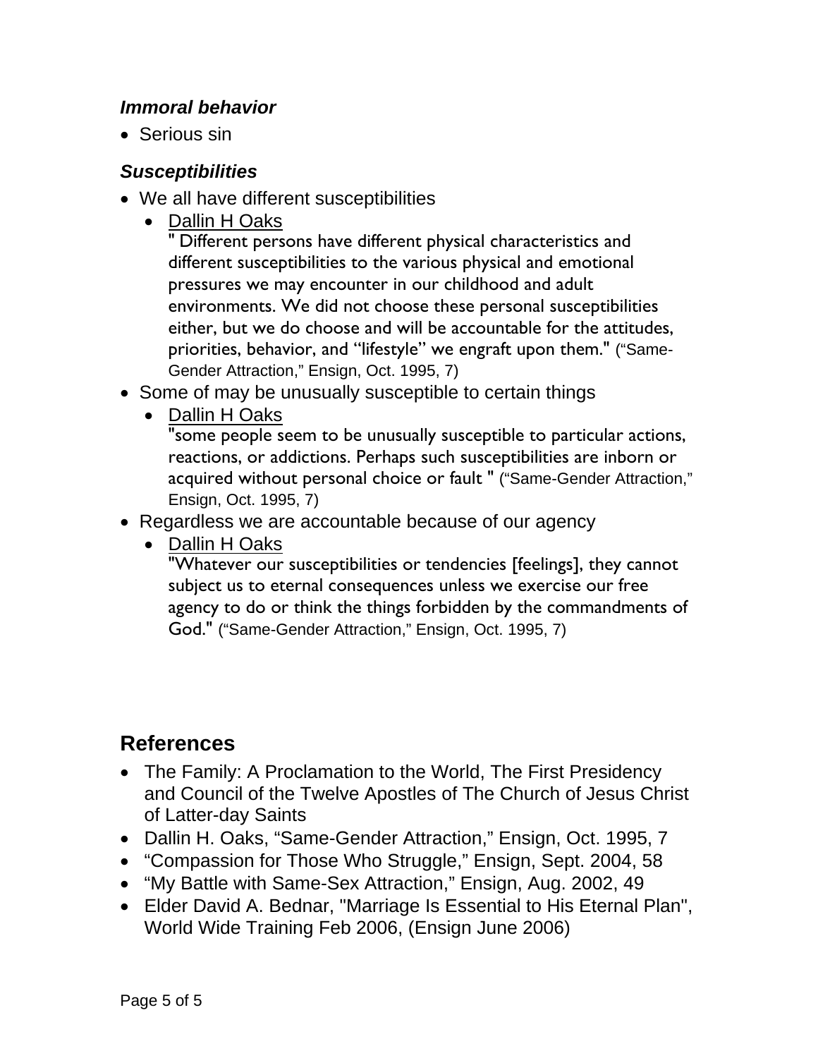### *Immoral behavior*

- Serious sin

### *Susceptibilities*

- We all have different susceptibilities
  - Dallin H Oaks
    " Different persons have different physical characteristics and different susceptibilities to the various physical and emotional pressures we may encounter in our childhood and adult environments. We did not choose these personal susceptibilities either, but we do choose and will be accountable for the attitudes, priorities, behavior, and "lifestyle" we engraft upon them." ("Same-Gender Attraction," Ensign, Oct. 1995, 7)
- Some of may be unusually susceptible to certain things
  - Dallin H Oaks
    "some people seem to be unusually susceptible to particular actions, reactions, or addictions. Perhaps such susceptibilities are inborn or acquired without personal choice or fault " ("Same-Gender Attraction," Ensign, Oct. 1995, 7)
- Regardless we are accountable because of our agency
  - Dallin H Oaks
    "Whatever our susceptibilities or tendencies [feelings], they cannot subject us to eternal consequences unless we exercise our free agency to do or think the things forbidden by the commandments of God." ("Same-Gender Attraction," Ensign, Oct. 1995, 7)

## References

- The Family: A Proclamation to the World, The First Presidency and Council of the Twelve Apostles of The Church of Jesus Christ of Latter-day Saints
- Dallin H. Oaks, "Same-Gender Attraction," Ensign, Oct. 1995, 7
- "Compassion for Those Who Struggle," Ensign, Sept. 2004, 58
- "My Battle with Same-Sex Attraction," Ensign, Aug. 2002, 49
- Elder David A. Bednar, "Marriage Is Essential to His Eternal Plan", World Wide Training Feb 2006, (Ensign June 2006)